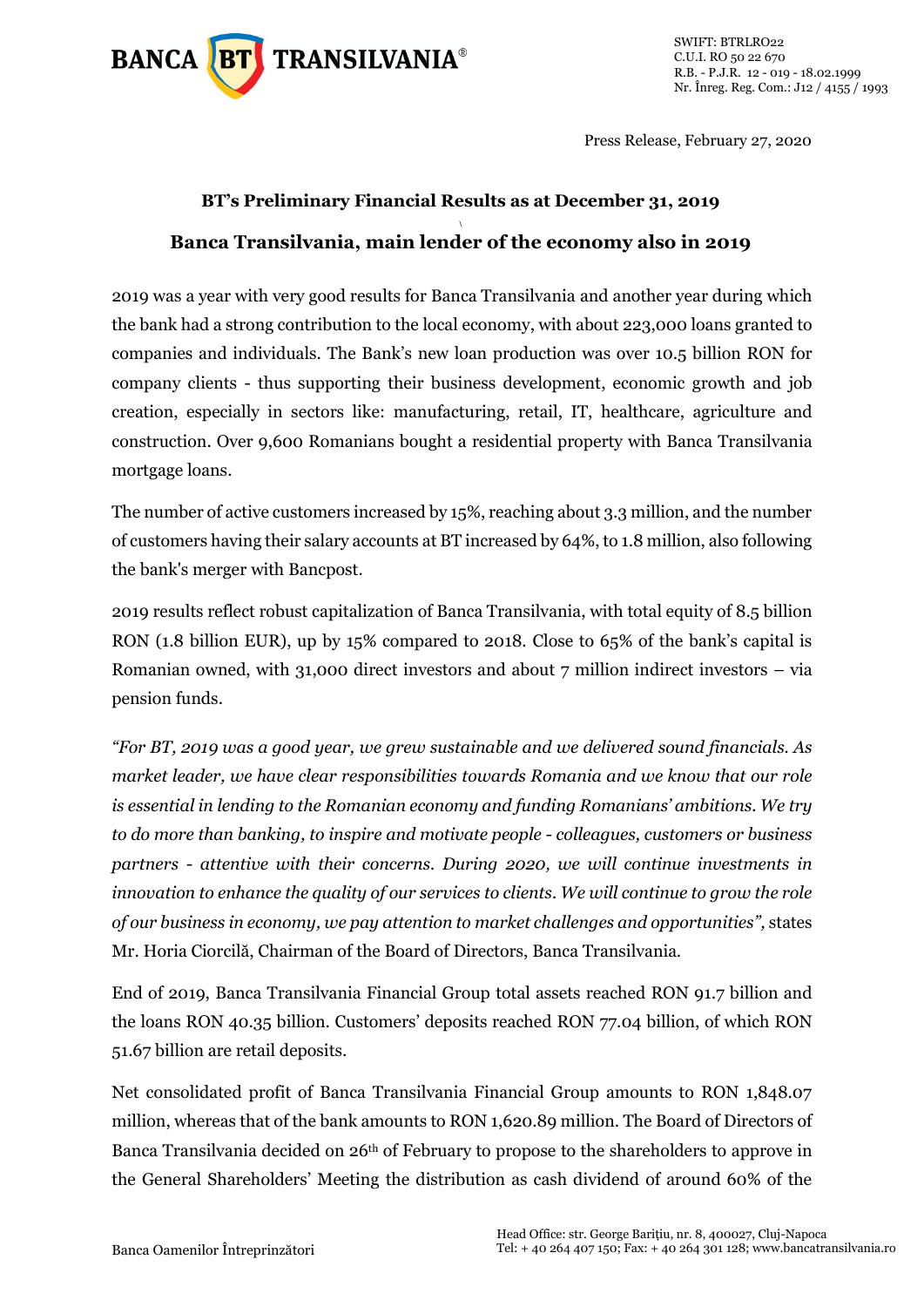Press Release, February 27, 2020

## BT's Preliminary Financial Results as at December 31, 2019

## Banca Transilvania, main lender of the economy also in 2019

2019 was a year with very good results for Banca Transilvania and another year during which the bank had a strong contribution to the local economy, with about 223,000 loans granted to companies and individuals. The Bank's new loan production was over 10.5 billion RON for company clients - thus supporting their business development, economic growth and job creation, especially in sectors like: manufacturing, retail, IT, healthcare, agriculture and construction. Over 9,600 Romanians bought a residential property with Banca Transilvania mortgage loans.

The number of active customers increased by 15%, reaching about 3.3 million, and the number of customers having their salary accounts at BT increased by 64%, to 1.8 million, also following the bank's merger with Bancpost.

2019 results reflect robust capitalization of Banca Transilvania, with total equity of 8.5 billion RON (1.8 billion EUR), up by 15% compared to 2018. Close to 65% of the bank's capital is Romanian owned, with 31,000 direct investors and about 7 million indirect investors – via pension funds.

*"For BT, 2019 was a good year, we grew sustainable and we delivered sound financials. As market leader, we have clear responsibilities towards Romania and we know that our role is essential in lending to the Romanian economy and funding Romanians' ambitions. We try to do more than banking, to inspire and motivate people - colleagues, customers or business partners - attentive with their concerns. During 2020, we will continue investments in innovation to enhance the quality of our services to clients. We will continue to grow the role of our business in economy, we pay attention to market challenges and opportunities",* states Mr. Horia Ciorcilă, Chairman of the Board of Directors, Banca Transilvania.

End of 2019, Banca Transilvania Financial Group total assets reached RON 91.7 billion and the loans RON 40.35 billion. Customers' deposits reached RON 77.04 billion, of which RON 51.67 billion are retail deposits.

Net consolidated profit of Banca Transilvania Financial Group amounts to RON 1,848.07 million, whereas that of the bank amounts to RON 1,620.89 million. The Board of Directors of Banca Transilvania decided on 26th of February to propose to the shareholders to approve in the General Shareholders' Meeting the distribution as cash dividend of around 60% of the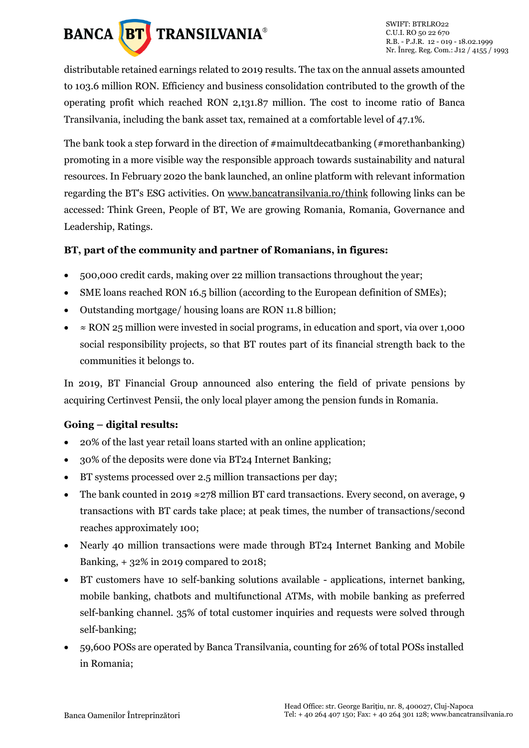distributable retained earnings related to 2019 results. The tax on the annual assets amounted to 103.6 million RON. Efficiency and business consolidation contributed to the growth of the operating profit which reached RON 2,131.87 million. The cost to income ratio of Banca Transilvania, including the bank asset tax, remained at a comfortable level of 47.1%.

The bank took a step forward in the direction of #maimultdecatbanking (#morethanbanking) promoting in a more visible way the responsible approach towards sustainability and natural resources. In February 2020 the bank launched, an online platform with relevant information regarding the BT's ESG activities. On www.bancatransilvania.ro/think following links can be accessed: Think Green, People of BT, We are growing Romania, Romania, Governance and Leadership, Ratings.

**BT, part of the community and partner of Romanians, in figures:**

- 500,000 credit cards, making over 22 million transactions throughout the year;
- SME loans reached RON 16.5 billion (according to the European definition of SMEs);
- Outstanding mortgage/ housing loans are RON 11.8 billion;
- ≈ RON 25 million were invested in social programs, in education and sport, via over 1,000 social responsibility projects, so that BT routes part of its financial strength back to the communities it belongs to.

In 2019, BT Financial Group announced also entering the field of private pensions by acquiring Certinvest Pensii, the only local player among the pension funds in Romania.

**Going – digital results:**

- 20% of the last year retail loans started with an online application;
- 30% of the deposits were done via BT24 Internet Banking;
- BT systems processed over 2.5 million transactions per day;
- The bank counted in 2019 ≈278 million BT card transactions. Every second, on average, 9 transactions with BT cards take place; at peak times, the number of transactions/second reaches approximately 100;
- Nearly 40 million transactions were made through BT24 Internet Banking and Mobile Banking, + 32% in 2019 compared to 2018;
- BT customers have 10 self-banking solutions available - applications, internet banking, mobile banking, chatbots and multifunctional ATMs, with mobile banking as preferred self-banking channel. 35% of total customer inquiries and requests were solved through self-banking;
- 59,600 POSs are operated by Banca Transilvania, counting for 26% of total POSs installed in Romania;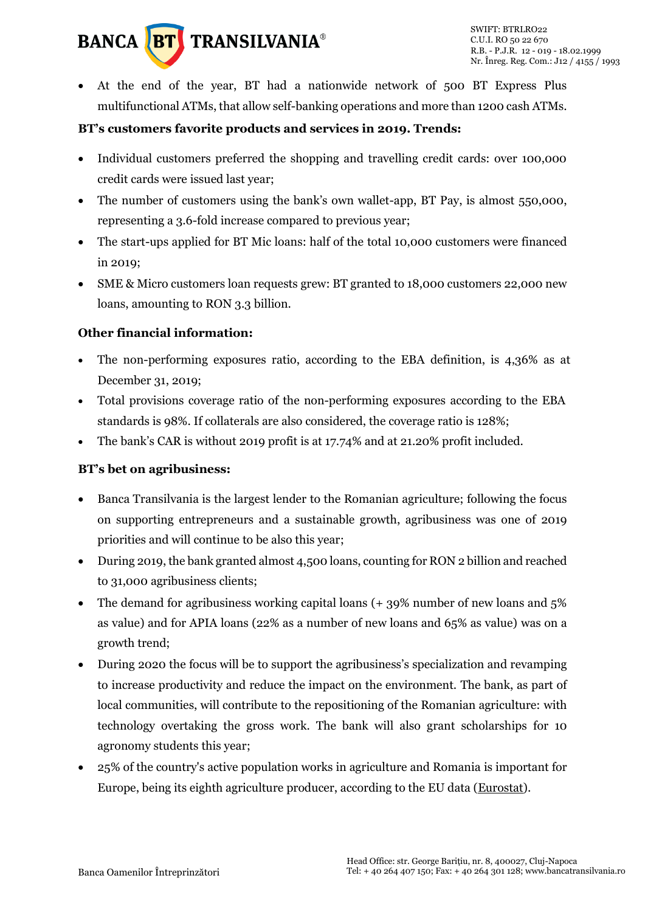- At the end of the year, BT had a nationwide network of 500 BT Express Plus multifunctional ATMs, that allow self-banking operations and more than 1200 cash ATMs.

**BT's customers favorite products and services in 2019. Trends:**

- Individual customers preferred the shopping and travelling credit cards: over 100,000 credit cards were issued last year;
- The number of customers using the bank's own wallet-app, BT Pay, is almost 550,000, representing a 3.6-fold increase compared to previous year;
- The start-ups applied for BT Mic loans: half of the total 10,000 customers were financed in 2019;
- SME & Micro customers loan requests grew: BT granted to 18,000 customers 22,000 new loans, amounting to RON 3.3 billion.

**Other financial information:**

- The non-performing exposures ratio, according to the EBA definition, is 4,36% as at December 31, 2019;
- Total provisions coverage ratio of the non-performing exposures according to the EBA standards is 98%. If collaterals are also considered, the coverage ratio is 128%;
- The bank's CAR is without 2019 profit is at 17.74% and at 21.20% profit included.

**BT's bet on agribusiness:**

- Banca Transilvania is the largest lender to the Romanian agriculture; following the focus on supporting entrepreneurs and a sustainable growth, agribusiness was one of 2019 priorities and will continue to be also this year;
- During 2019, the bank granted almost 4,500 loans, counting for RON 2 billion and reached to 31,000 agribusiness clients;
- The demand for agribusiness working capital loans (+ 39% number of new loans and 5% as value) and for APIA loans (22% as a number of new loans and 65% as value) was on a growth trend;
- During 2020 the focus will be to support the agribusiness's specialization and revamping to increase productivity and reduce the impact on the environment. The bank, as part of local communities, will contribute to the repositioning of the Romanian agriculture: with technology overtaking the gross work. The bank will also grant scholarships for 10 agronomy students this year;
- 25% of the country's active population works in agriculture and Romania is important for Europe, being its eighth agriculture producer, according to the EU data (Eurostat).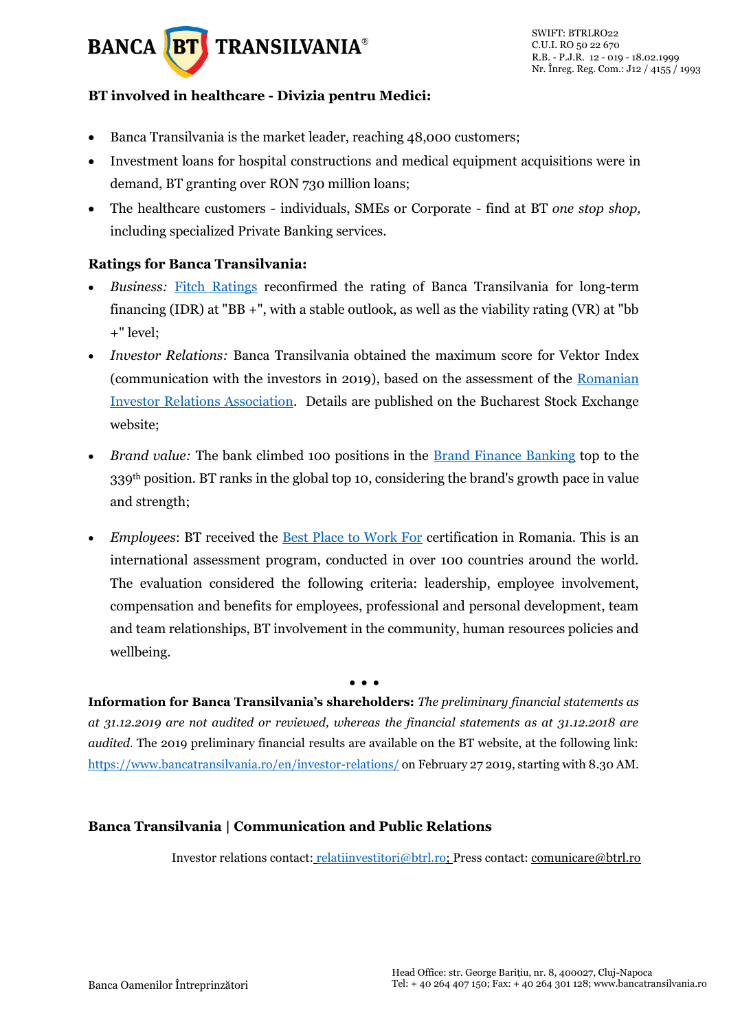**BT involved in healthcare - Divizia pentru Medici:**

- Banca Transilvania is the market leader, reaching 48,000 customers;
- Investment loans for hospital constructions and medical equipment acquisitions were in demand, BT granting over RON 730 million loans;
- The healthcare customers - individuals, SMEs or Corporate - find at BT *one stop shop,* including specialized Private Banking services.

**Ratings for Banca Transilvania:**

- *Business:* Fitch Ratings reconfirmed the rating of Banca Transilvania for long-term financing (IDR) at "BB +", with a stable outlook, as well as the viability rating (VR) at "bb +" level;
- *Investor Relations:* Banca Transilvania obtained the maximum score for Vektor Index (communication with the investors in 2019), based on the assessment of the Romanian Investor Relations Association. Details are published on the Bucharest Stock Exchange website;
- *Brand value:* The bank climbed 100 positions in the Brand Finance Banking top to the 339th position. BT ranks in the global top 10, considering the brand's growth pace in value and strength;
- *Employees*: BT received the Best Place to Work For certification in Romania. This is an international assessment program, conducted in over 100 countries around the world. The evaluation considered the following criteria: leadership, employee involvement, compensation and benefits for employees, professional and personal development, team and team relationships, BT involvement in the community, human resources policies and wellbeing.

• • •

**Information for Banca Transilvania's shareholders:** *The preliminary financial statements as at 31.12.2019 are not audited or reviewed, whereas the financial statements as at 31.12.2018 are audited.* The 2019 preliminary financial results are available on the BT website, at the following link: https://www.bancatransilvania.ro/en/investor-relations/ on February 27 2019, starting with 8.30 AM.

**Banca Transilvania | Communication and Public Relations**

Investor relations contact: relatiiinvestitori@btrl.ro; Press contact: comunicare@btrl.ro